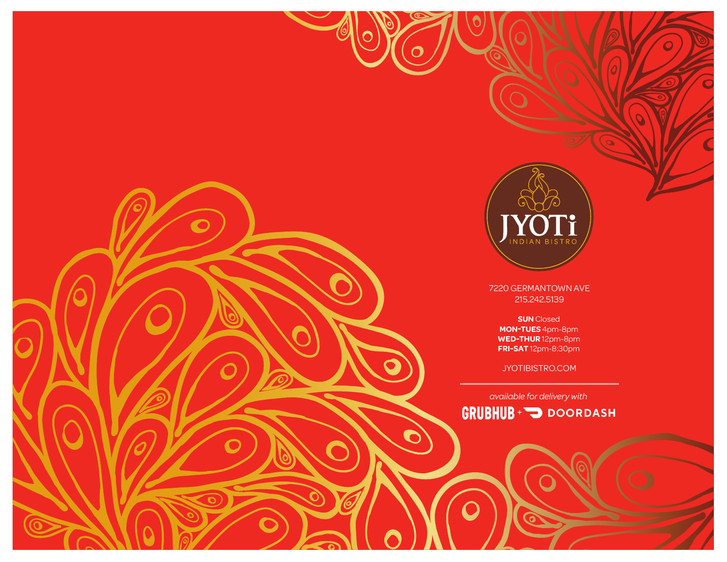# JYOTi

INDIAN BISTRO

7220 GERMANTOWN AVE
215.242.5139

**SUN** Closed
**MON-TUES** 4pm-8pm
**WED-THUR** 12pm-8pm
**FRI-SAT** 12pm-8:30pm

JYOTIBISTRO.COM

*available for delivery with*

GRUBHUB + DOORDASH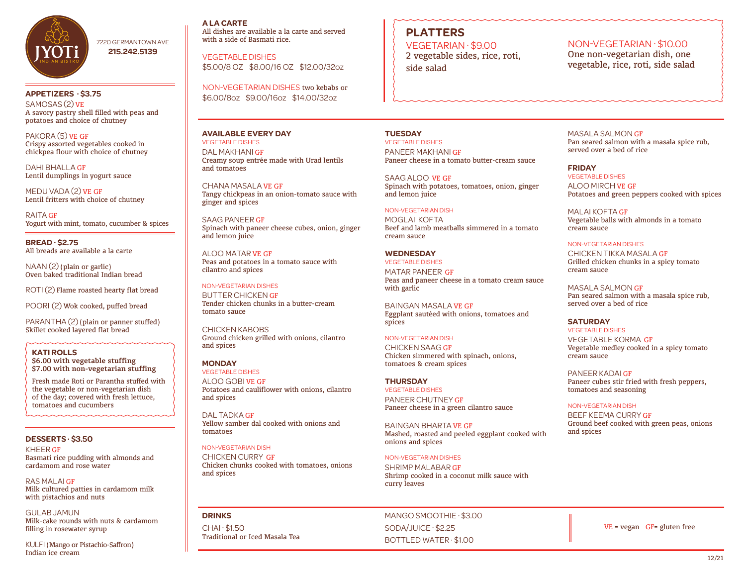# JYOTi INDIAN BISTRO

7220 GERMANTOWN AVE
**215.242.5139**

## APPETIZERS · $3.75

SAMOSAS (2) VE
A savory pastry shell filled with peas and potatoes and choice of chutney

PAKORA (5) VE GF
Crispy assorted vegetables cooked in chickpea flour with choice of chutney

DAHI BHALLA GF
Lentil dumplings in yogurt sauce

MEDU VADA (2) VE GF
Lentil fritters with choice of chutney

RAITA GF
Yogurt with mint, tomato, cucumber & spices

## BREAD · $2.75

All breads are available a la carte

NAAN (2) (plain or garlic)
Oven baked traditional Indian bread

ROTI (2) Flame roasted hearty flat bread

POORI (2) Wok cooked, puffed bread

PARANTHA (2) (plain or panner stuffed)
Skillet cooked layered flat bread

## KATI ROLLS

**$6.00 with vegetable stuffing**
**$7.00 with non-vegetarian stuffing**

Fresh made Roti or Parantha stuffed with the vegetable or non-vegetarian dish of the day; covered with fresh lettuce, tomatoes and cucumbers

## DESSERTS · $3.50

KHEER GF
Basmati rice pudding with almonds and cardamom and rose water

RAS MALAI GF
Milk cultured patties in cardamom milk with pistachios and nuts

GULAB JAMUN
Milk-cake rounds with nuts & cardamom filling in rosewater syrup

KULFI (Mango or Pistachio-Saffron)
Indian ice cream

## A LA CARTE

All dishes are available a la carte and served with a side of Basmati rice.

VEGETABLE DISHES
$5.00/8 OZ $8.00/16 OZ $12.00/32oz

NON-VEGETARIAN DISHES two kebabs or
$6.00/8oz $9.00/16oz $14.00/32oz

## PLATTERS

VEGETARIAN · $9.00
2 vegetable sides, rice, roti, side salad

NON-VEGETARIAN · $10.00
One non-vegetarian dish, one vegetable, rice, roti, side salad

## AVAILABLE EVERY DAY

VEGETABLE DISHES

DAL MAKHANI GF
Creamy soup entrée made with Urad lentils and tomatoes

CHANA MASALA VE GF
Tangy chickpeas in an onion-tomato sauce with ginger and spices

SAAG PANEER GF
Spinach with paneer cheese cubes, onion, ginger and lemon juice

ALOO MATAR VE GF
Peas and potatoes in a tomato sauce with cilantro and spices

NON-VEGETARIAN DISHES

BUTTER CHICKEN GF
Tender chicken chunks in a butter-cream tomato sauce

CHICKEN KABOBS
Ground chicken grilled with onions, cilantro and spices

## MONDAY

VEGETABLE DISHES

ALOO GOBI VE GF
Potatoes and cauliflower with onions, cilantro and spices

DAL TADKA GF
Yellow samber dal cooked with onions and tomatoes

NON-VEGETARIAN DISH

CHICKEN CURRY GF
Chicken chunks cooked with tomatoes, onions and spices

## TUESDAY

VEGETABLE DISHES

PANEER MAKHANI GF
Paneer cheese in a tomato butter-cream sauce

SAAG ALOO VE GF
Spinach with potatoes, tomatoes, onion, ginger and lemon juice

NON-VEGETARIAN DISH

MOGLAI KOFTA
Beef and lamb meatballs simmered in a tomato cream sauce

## WEDNESDAY

VEGETABLE DISHES

MATAR PANEER GF
Peas and paneer cheese in a tomato cream sauce with garlic

BAINGAN MASALA VE GF
Eggplant sautéed with onions, tomatoes and spices

NON-VEGETARIAN DISH

CHICKEN SAAG GF
Chicken simmered with spinach, onions, tomatoes & cream spices

## THURSDAY

VEGETABLE DISHES

PANEER CHUTNEY GF
Paneer cheese in a green cilantro sauce

BAINGAN BHARTA VE GF
Mashed, roasted and peeled eggplant cooked with onions and spices

NON-VEGETARIAN DISHES

SHRIMP MALABAR GF
Shrimp cooked in a coconut milk sauce with curry leaves

MASALA SALMON GF
Pan seared salmon with a masala spice rub, served over a bed of rice

## FRIDAY

VEGETABLE DISHES

ALOO MIRCH VE GF
Potatoes and green peppers cooked with spices

MALAI KOFTA GF
Vegetable balls with almonds in a tomato cream sauce

NON-VEGETARIAN DISHES

CHICKEN TIKKA MASALA GF
Grilled chicken chunks in a spicy tomato cream sauce

MASALA SALMON GF
Pan seared salmon with a masala spice rub, served over a bed of rice

## SATURDAY

VEGETABLE DISHES

VEGETABLE KORMA GF
Vegetable medley cooked in a spicy tomato cream sauce

PANEER KADAI GF
Paneer cubes stir fried with fresh peppers, tomatoes and seasoning

NON-VEGETARIAN DISH

BEEF KEEMA CURRY GF
Ground beef cooked with green peas, onions and spices

## DRINKS

CHAI · $1.50
Traditional or Iced Masala Tea

MANGO SMOOTHIE · $3.00

SODA/JUICE · $2.25

BOTTLED WATER · $1.00

VE = vegan GF= gluten free

12/21